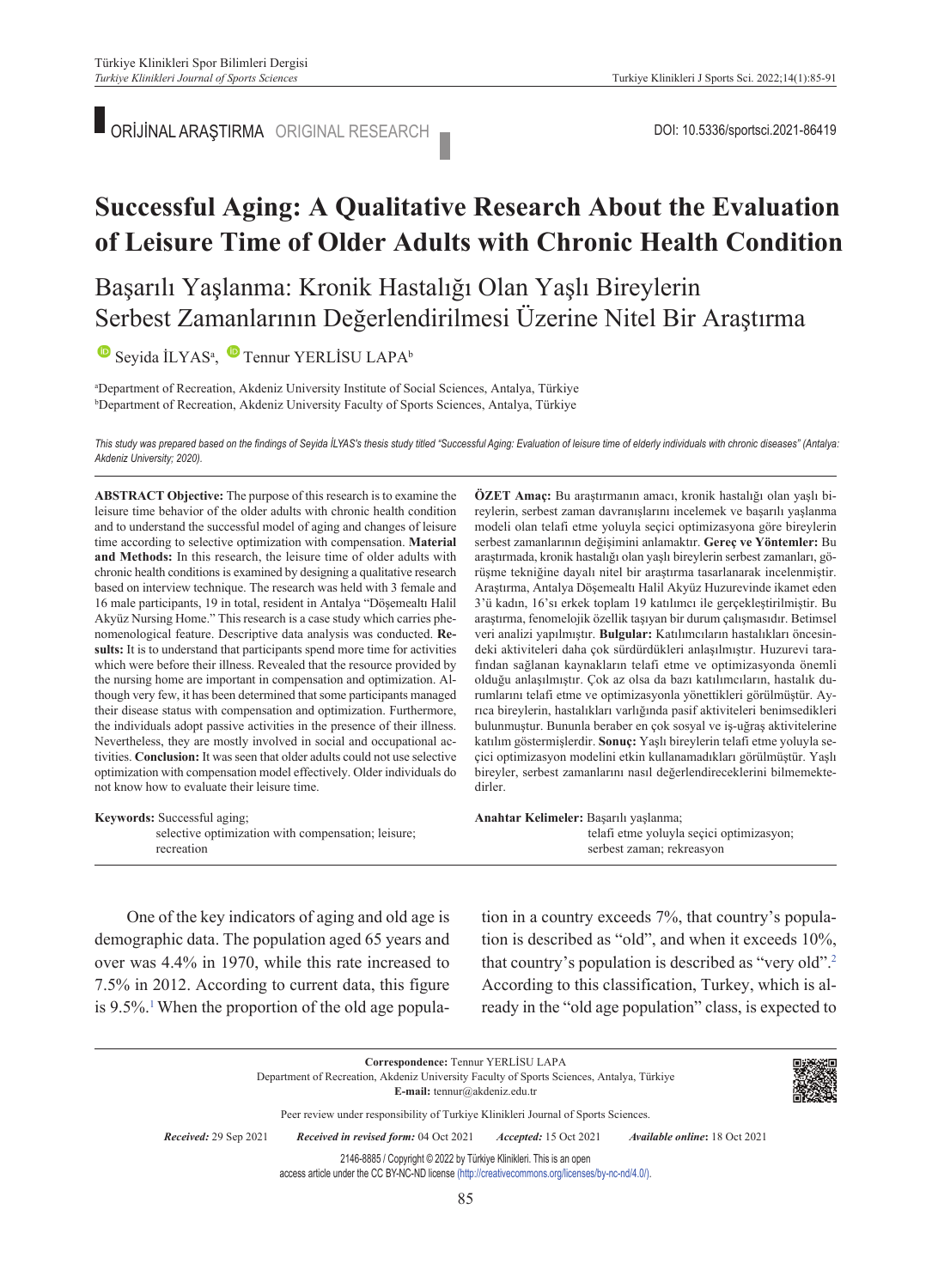ORİJİNAL ARAŞTIRMA ORIGINAL RESEARCH

DOI: 10.5336/sportsci.2021-86419

# Successful Aging: A Qualitative Research About the Evaluation of Leisure Time of Older Adults with Chronic Health Condition

## Başarılı Yaşlanma: Kronik Hastalığı Olan Yaşlı Bireylerin Serbest Zamanlarının Değerlendirilmesi Üzerine Nitel Bir Araştırma

Seyida İLYAS[a], Tennur YERLİSU LAPA[b]

[a]Department of Recreation, Akdeniz University Institute of Social Sciences, Antalya, Türkiye
[b]Department of Recreation, Akdeniz University Faculty of Sports Sciences, Antalya, Türkiye

*This study was prepared based on the findings of Seyida İLYAS's thesis study titled "Successful Aging: Evaluation of leisure time of elderly individuals with chronic diseases" (Antalya: Akdeniz University; 2020).*

**ABSTRACT Objective:** The purpose of this research is to examine the leisure time behavior of the older adults with chronic health condition and to understand the successful model of aging and changes of leisure time according to selective optimization with compensation. **Material and Methods:** In this research, the leisure time of older adults with chronic health conditions is examined by designing a qualitative research based on interview technique. The research was held with 3 female and 16 male participants, 19 in total, resident in Antalya "Döşemealtı Halil Akyüz Nursing Home." This research is a case study which carries phenomenological feature. Descriptive data analysis was conducted. **Results:** It is to understand that participants spend more time for activities which were before their illness. Revealed that the resource provided by the nursing home are important in compensation and optimization. Although very few, it has been determined that some participants managed their disease status with compensation and optimization. Furthermore, the individuals adopt passive activities in the presence of their illness. Nevertheless, they are mostly involved in social and occupational activities. **Conclusion:** It was seen that older adults could not use selective optimization with compensation model effectively. Older individuals do not know how to evaluate their leisure time.

**Keywords:** Successful aging; selective optimization with compensation; leisure; recreation

**ÖZET Amaç:** Bu araştırmanın amacı, kronik hastalığı olan yaşlı bireylerin, serbest zaman davranışlarını incelemek ve başarılı yaşlanma modeli olan telafi etme yoluyla seçici optimizasyona göre bireylerin serbest zamanlarının değişimini anlamaktır. **Gereç ve Yöntemler:** Bu araştırmada, kronik hastalığı olan yaşlı bireylerin serbest zamanları, görüşme tekniğine dayalı nitel bir araştırma tasarlanarak incelenmiştir. Araştırma, Antalya Döşemealtı Halil Akyüz Huzurevinde ikamet eden 3'ü kadın, 16'sı erkek toplam 19 katılımcı ile gerçekleştirilmiştir. Bu araştırma, fenomelojik özellik taşıyan bir durum çalışmasıdır. Betimsel veri analizi yapılmıştır. **Bulgular:** Katılımcıların hastalıkları öncesindeki aktiviteleri daha çok sürdürdükleri anlaşılmıştır. Huzurevi tarafından sağlanan kaynakların telafi etme ve optimizasyonda önemli olduğu anlaşılmıştır. Çok az olsa da bazı katılımcıların, hastalık durumlarını telafi etme ve optimizasyonla yönettikleri görülmüştür. Ayrıca bireylerin, hastalıkları varlığında pasif aktiviteleri benimsedikleri bulunmuştur. Bununla beraber en çok sosyal ve iş-uğraş aktivitelerine katılım göstermişlerdir. **Sonuç:** Yaşlı bireylerin telafi etme yoluyla seçici optimizasyon modelini etkin kullanamadıkları görülmüştür. Yaşlı bireyler, serbest zamanlarını nasıl değerlendireceklerini bilmemektedirler.

**Anahtar Kelimeler:** Başarılı yaşlanma; telafi etme yoluyla seçici optimizasyon; serbest zaman; rekreasyon

One of the key indicators of aging and old age is demographic data. The population aged 65 years and over was 4.4% in 1970, while this rate increased to 7.5% in 2012. According to current data, this figure is 9.5%.[1] When the proportion of the old age population in a country exceeds 7%, that country's population is described as "old", and when it exceeds 10%, that country's population is described as "very old".[2] According to this classification, Turkey, which is already in the "old age population" class, is expected to

**Correspondence:** Tennur YERLİSU LAPA
Department of Recreation, Akdeniz University Faculty of Sports Sciences, Antalya, Türkiye
**E-mail:** tennur@akdeniz.edu.tr

Peer review under responsibility of Turkiye Klinikleri Journal of Sports Sciences.

*Received:* 29 Sep 2021 *Received in revised form:* 04 Oct 2021 *Accepted:* 15 Oct 2021 *Available online:* 18 Oct 2021

2146-8885 / Copyright © 2022 by Türkiye Klinikleri. This is an open access article under the CC BY-NC-ND license (http://creativecommons.org/licenses/by-nc-nd/4.0/).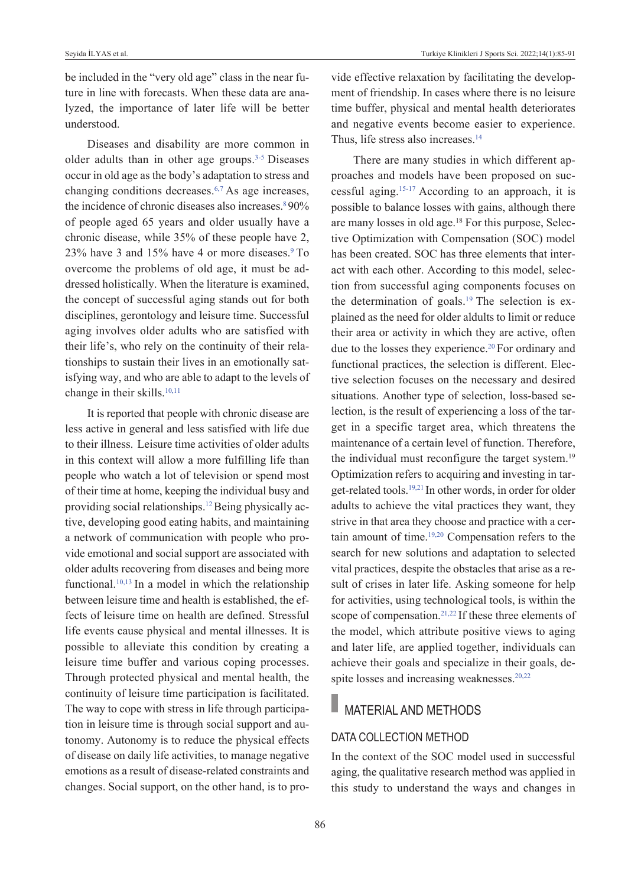be included in the "very old age" class in the near future in line with forecasts. When these data are analyzed, the importance of later life will be better understood.

Diseases and disability are more common in older adults than in other age groups.[3-5] Diseases occur in old age as the body's adaptation to stress and changing conditions decreases.[6,7] As age increases, the incidence of chronic diseases also increases.[8] 90% of people aged 65 years and older usually have a chronic disease, while 35% of these people have 2, 23% have 3 and 15% have 4 or more diseases.[9] To overcome the problems of old age, it must be addressed holistically. When the literature is examined, the concept of successful aging stands out for both disciplines, gerontology and leisure time. Successful aging involves older adults who are satisfied with their life's, who rely on the continuity of their relationships to sustain their lives in an emotionally satisfying way, and who are able to adapt to the levels of change in their skills.[10,11]

It is reported that people with chronic disease are less active in general and less satisfied with life due to their illness. Leisure time activities of older adults in this context will allow a more fulfilling life than people who watch a lot of television or spend most of their time at home, keeping the individual busy and providing social relationships.[12] Being physically active, developing good eating habits, and maintaining a network of communication with people who provide emotional and social support are associated with older adults recovering from diseases and being more functional.[10,13] In a model in which the relationship between leisure time and health is established, the effects of leisure time on health are defined. Stressful life events cause physical and mental illnesses. It is possible to alleviate this condition by creating a leisure time buffer and various coping processes. Through protected physical and mental health, the continuity of leisure time participation is facilitated. The way to cope with stress in life through participation in leisure time is through social support and autonomy. Autonomy is to reduce the physical effects of disease on daily life activities, to manage negative emotions as a result of disease-related constraints and changes. Social support, on the other hand, is to provide effective relaxation by facilitating the development of friendship. In cases where there is no leisure time buffer, physical and mental health deteriorates and negative events become easier to experience. Thus, life stress also increases.[14]

There are many studies in which different approaches and models have been proposed on successful aging.[15-17] According to an approach, it is possible to balance losses with gains, although there are many losses in old age.[18] For this purpose, Selective Optimization with Compensation (SOC) model has been created. SOC has three elements that interact with each other. According to this model, selection from successful aging components focuses on the determination of goals.[19] The selection is explained as the need for older aldults to limit or reduce their area or activity in which they are active, often due to the losses they experience.[20] For ordinary and functional practices, the selection is different. Elective selection focuses on the necessary and desired situations. Another type of selection, loss-based selection, is the result of experiencing a loss of the target in a specific target area, which threatens the maintenance of a certain level of function. Therefore, the individual must reconfigure the target system.[19] Optimization refers to acquiring and investing in target-related tools.[19,21] In other words, in order for older adults to achieve the vital practices they want, they strive in that area they choose and practice with a certain amount of time.[19,20] Compensation refers to the search for new solutions and adaptation to selected vital practices, despite the obstacles that arise as a result of crises in later life. Asking someone for help for activities, using technological tools, is within the scope of compensation.[21,22] If these three elements of the model, which attribute positive views to aging and later life, are applied together, individuals can achieve their goals and specialize in their goals, despite losses and increasing weaknesses.[20,22]

## MATERIAL AND METHODS

### DATA COLLECTION METHOD

In the context of the SOC model used in successful aging, the qualitative research method was applied in this study to understand the ways and changes in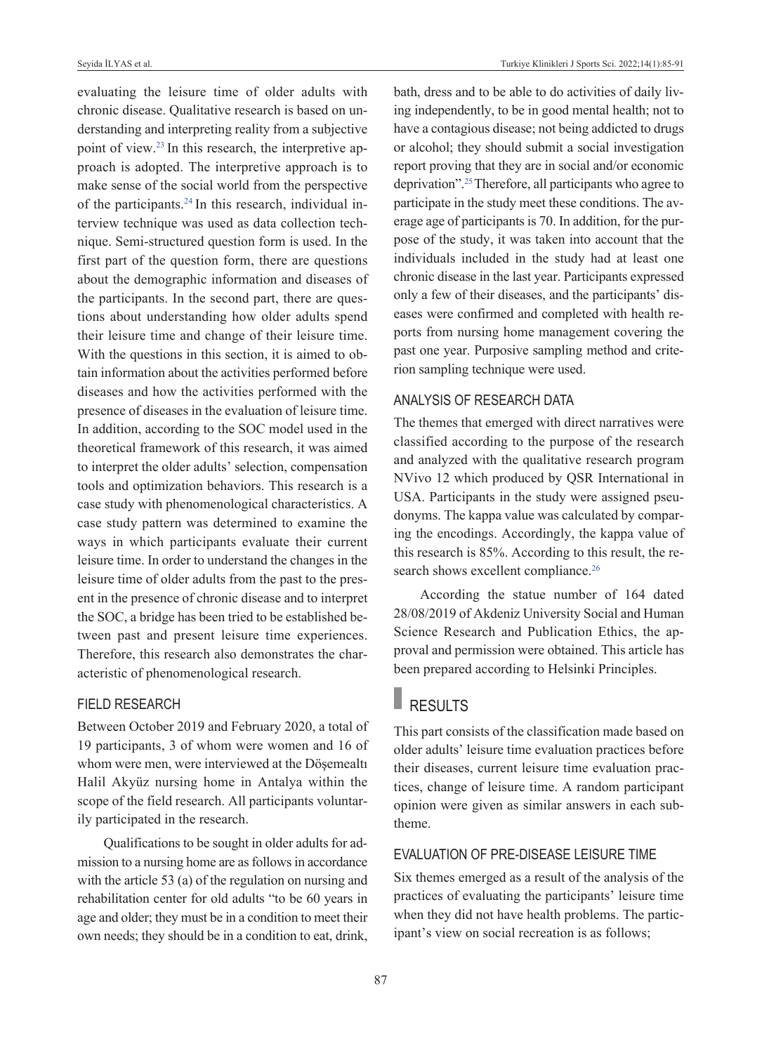evaluating the leisure time of older adults with chronic disease. Qualitative research is based on understanding and interpreting reality from a subjective point of view.[23] In this research, the interpretive approach is adopted. The interpretive approach is to make sense of the social world from the perspective of the participants.[24] In this research, individual interview technique was used as data collection technique. Semi-structured question form is used. In the first part of the question form, there are questions about the demographic information and diseases of the participants. In the second part, there are questions about understanding how older adults spend their leisure time and change of their leisure time. With the questions in this section, it is aimed to obtain information about the activities performed before diseases and how the activities performed with the presence of diseases in the evaluation of leisure time. In addition, according to the SOC model used in the theoretical framework of this research, it was aimed to interpret the older adults' selection, compensation tools and optimization behaviors. This research is a case study with phenomenological characteristics. A case study pattern was determined to examine the ways in which participants evaluate their current leisure time. In order to understand the changes in the leisure time of older adults from the past to the present in the presence of chronic disease and to interpret the SOC, a bridge has been tried to be established between past and present leisure time experiences. Therefore, this research also demonstrates the characteristic of phenomenological research.

## FIELD RESEARCH

Between October 2019 and February 2020, a total of 19 participants, 3 of whom were women and 16 of whom were men, were interviewed at the Döşemealtı Halil Akyüz nursing home in Antalya within the scope of the field research. All participants voluntarily participated in the research.

Qualifications to be sought in older adults for admission to a nursing home are as follows in accordance with the article 53 (a) of the regulation on nursing and rehabilitation center for old adults "to be 60 years in age and older; they must be in a condition to meet their own needs; they should be in a condition to eat, drink, bath, dress and to be able to do activities of daily living independently, to be in good mental health; not to have a contagious disease; not being addicted to drugs or alcohol; they should submit a social investigation report proving that they are in social and/or economic deprivation".[25] Therefore, all participants who agree to participate in the study meet these conditions. The average age of participants is 70. In addition, for the purpose of the study, it was taken into account that the individuals included in the study had at least one chronic disease in the last year. Participants expressed only a few of their diseases, and the participants' diseases were confirmed and completed with health reports from nursing home management covering the past one year. Purposive sampling method and criterion sampling technique were used.

## ANALYSIS OF RESEARCH DATA

The themes that emerged with direct narratives were classified according to the purpose of the research and analyzed with the qualitative research program NVivo 12 which produced by QSR International in USA. Participants in the study were assigned pseudonyms. The kappa value was calculated by comparing the encodings. Accordingly, the kappa value of this research is 85%. According to this result, the research shows excellent compliance.[26]

According the statue number of 164 dated 28/08/2019 of Akdeniz University Social and Human Science Research and Publication Ethics, the approval and permission were obtained. This article has been prepared according to Helsinki Principles.

# RESULTS

This part consists of the classification made based on older adults' leisure time evaluation practices before their diseases, current leisure time evaluation practices, change of leisure time. A random participant opinion were given as similar answers in each subtheme.

## EVALUATION OF PRE-DISEASE LEISURE TIME

Six themes emerged as a result of the analysis of the practices of evaluating the participants' leisure time when they did not have health problems. The participant's view on social recreation is as follows;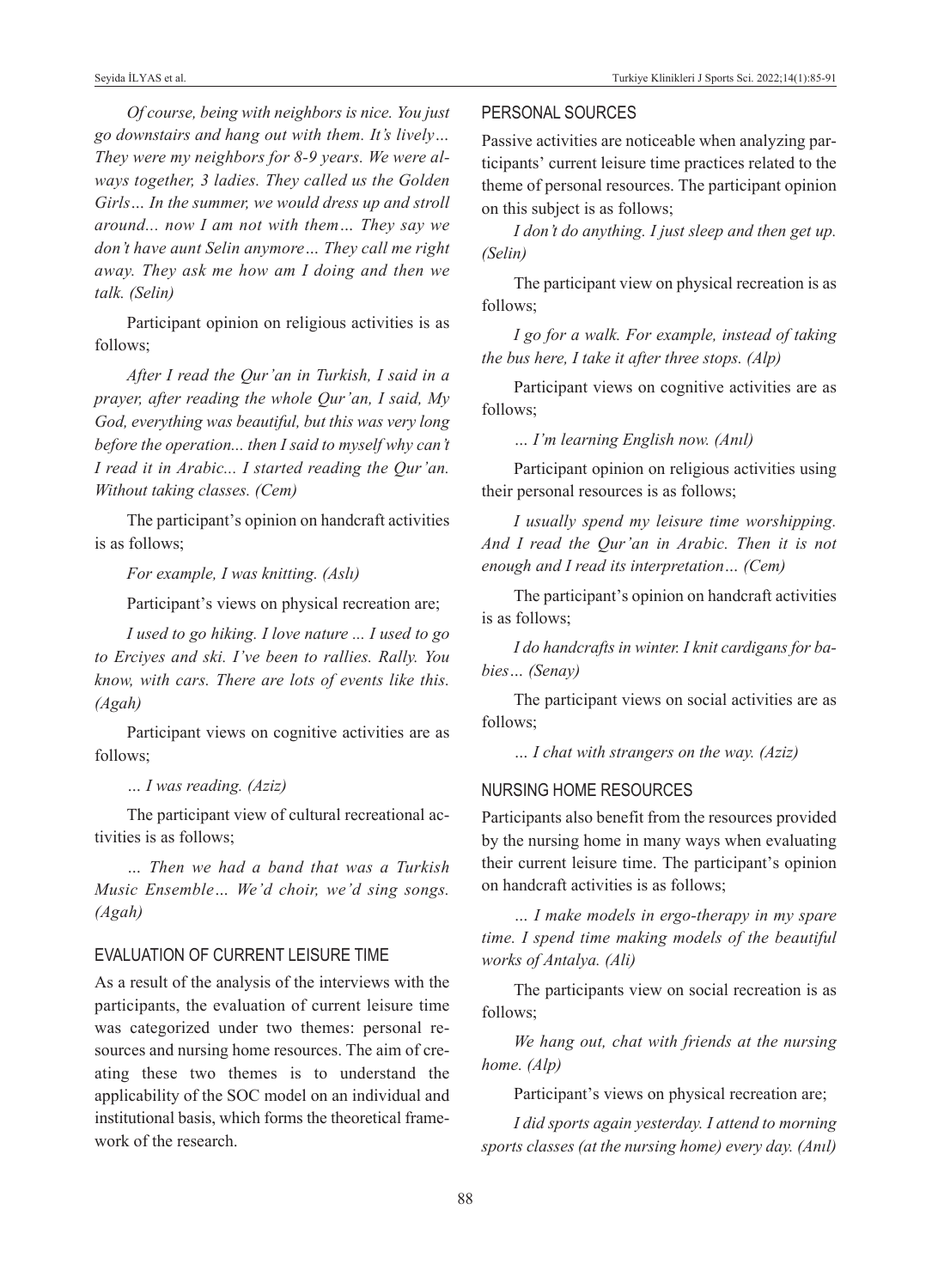*Of course, being with neighbors is nice. You just go downstairs and hang out with them. It's lively… They were my neighbors for 8-9 years. We were always together, 3 ladies. They called us the Golden Girls… In the summer, we would dress up and stroll around... now I am not with them… They say we don't have aunt Selin anymore… They call me right away. They ask me how am I doing and then we talk. (Selin)*

Participant opinion on religious activities is as follows;

*After I read the Qur'an in Turkish, I said in a prayer, after reading the whole Qur'an, I said, My God, everything was beautiful, but this was very long before the operation... then I said to myself why can't I read it in Arabic... I started reading the Qur'an. Without taking classes. (Cem)*

The participant's opinion on handcraft activities is as follows;

*For example, I was knitting. (Aslı)*

Participant's views on physical recreation are;

*I used to go hiking. I love nature ... I used to go to Erciyes and ski. I've been to rallies. Rally. You know, with cars. There are lots of events like this. (Agah)*

Participant views on cognitive activities are as follows;

*… I was reading. (Aziz)*

The participant view of cultural recreational activities is as follows;

*… Then we had a band that was a Turkish Music Ensemble… We'd choir, we'd sing songs. (Agah)*

## EVALUATION OF CURRENT LEISURE TIME

As a result of the analysis of the interviews with the participants, the evaluation of current leisure time was categorized under two themes: personal resources and nursing home resources. The aim of creating these two themes is to understand the applicability of the SOC model on an individual and institutional basis, which forms the theoretical framework of the research.

### PERSONAL SOURCES

Passive activities are noticeable when analyzing participants' current leisure time practices related to the theme of personal resources. The participant opinion on this subject is as follows;

*I don't do anything. I just sleep and then get up. (Selin)*

The participant view on physical recreation is as follows;

*I go for a walk. For example, instead of taking the bus here, I take it after three stops. (Alp)*

Participant views on cognitive activities are as follows;

*… I'm learning English now. (Anıl)*

Participant opinion on religious activities using their personal resources is as follows;

*I usually spend my leisure time worshipping. And I read the Qur'an in Arabic. Then it is not enough and I read its interpretation… (Cem)*

The participant's opinion on handcraft activities is as follows;

*I do handcrafts in winter. I knit cardigans for babies… (Senay)*

The participant views on social activities are as follows;

*… I chat with strangers on the way. (Aziz)*

### NURSING HOME RESOURCES

Participants also benefit from the resources provided by the nursing home in many ways when evaluating their current leisure time. The participant's opinion on handcraft activities is as follows;

*… I make models in ergo-therapy in my spare time. I spend time making models of the beautiful works of Antalya. (Ali)*

The participants view on social recreation is as follows;

*We hang out, chat with friends at the nursing home. (Alp)*

Participant's views on physical recreation are;

*I did sports again yesterday. I attend to morning sports classes (at the nursing home) every day. (Anıl)*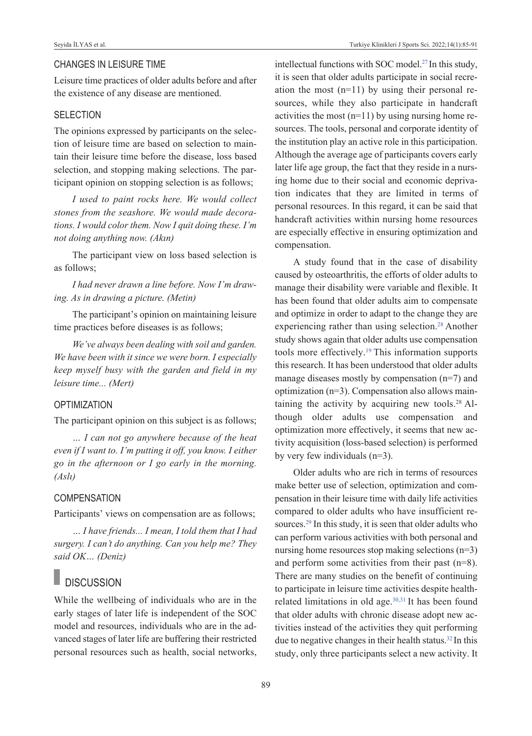### CHANGES IN LEISURE TIME

Leisure time practices of older adults before and after the existence of any disease are mentioned.

### SELECTION

The opinions expressed by participants on the selection of leisure time are based on selection to maintain their leisure time before the disease, loss based selection, and stopping making selections. The participant opinion on stopping selection is as follows;

*I used to paint rocks here. We would collect stones from the seashore. We would made decorations. I would color them. Now I quit doing these. I'm not doing anything now. (Akın)*

The participant view on loss based selection is as follows;

*I had never drawn a line before. Now I'm drawing. As in drawing a picture. (Metin)*

The participant's opinion on maintaining leisure time practices before diseases is as follows;

*We've always been dealing with soil and garden. We have been with it since we were born. I especially keep myself busy with the garden and field in my leisure time... (Mert)*

### OPTIMIZATION

The participant opinion on this subject is as follows;

*… I can not go anywhere because of the heat even if I want to. I'm putting it off, you know. I either go in the afternoon or I go early in the morning. (Aslı)*

### COMPENSATION

Participants' views on compensation are as follows;

*… I have friends... I mean, I told them that I had surgery. I can't do anything. Can you help me? They said OK… (Deniz)*

## DISCUSSION

While the wellbeing of individuals who are in the early stages of later life is independent of the SOC model and resources, individuals who are in the advanced stages of later life are buffering their restricted personal resources such as health, social networks, intellectual functions with SOC model.[27] In this study, it is seen that older adults participate in social recreation the most (n=11) by using their personal resources, while they also participate in handcraft activities the most (n=11) by using nursing home resources. The tools, personal and corporate identity of the institution play an active role in this participation. Although the average age of participants covers early later life age group, the fact that they reside in a nursing home due to their social and economic deprivation indicates that they are limited in terms of personal resources. In this regard, it can be said that handcraft activities within nursing home resources are especially effective in ensuring optimization and compensation.

A study found that in the case of disability caused by osteoarthritis, the efforts of older adults to manage their disability were variable and flexible. It has been found that older adults aim to compensate and optimize in order to adapt to the change they are experiencing rather than using selection.[28] Another study shows again that older adults use compensation tools more effectively.[19] This information supports this research. It has been understood that older adults manage diseases mostly by compensation (n=7) and optimization (n=3). Compensation also allows maintaining the activity by acquiring new tools.[28] Although older adults use compensation and optimization more effectively, it seems that new activity acquisition (loss-based selection) is performed by very few individuals (n=3).

Older adults who are rich in terms of resources make better use of selection, optimization and compensation in their leisure time with daily life activities compared to older adults who have insufficient resources.[29] In this study, it is seen that older adults who can perform various activities with both personal and nursing home resources stop making selections (n=3) and perform some activities from their past (n=8). There are many studies on the benefit of continuing to participate in leisure time activities despite health-related limitations in old age.[30,31] It has been found that older adults with chronic disease adopt new activities instead of the activities they quit performing due to negative changes in their health status.[32] In this study, only three participants select a new activity. It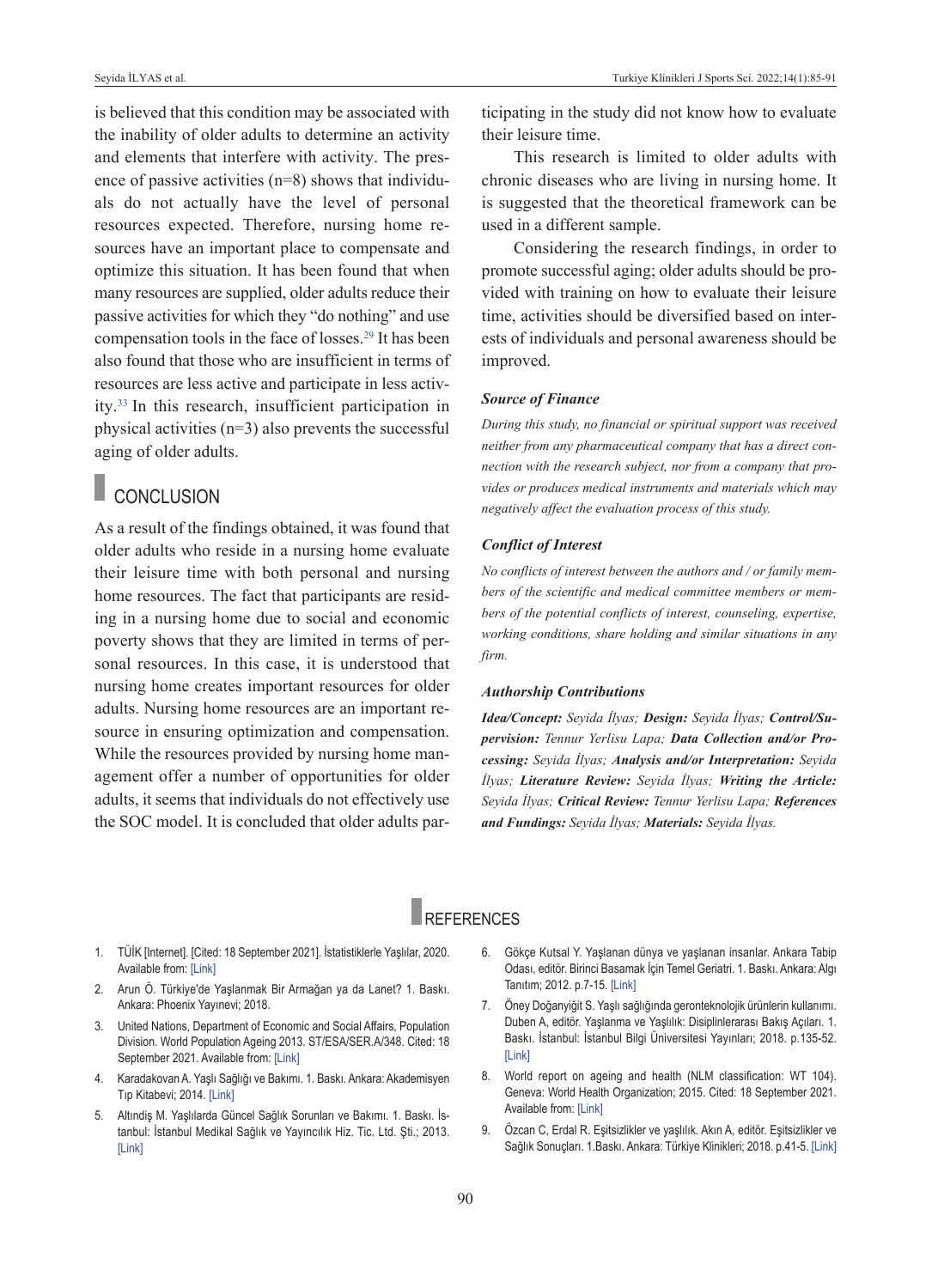is believed that this condition may be associated with the inability of older adults to determine an activity and elements that interfere with activity. The presence of passive activities (n=8) shows that individuals do not actually have the level of personal resources expected. Therefore, nursing home resources have an important place to compensate and optimize this situation. It has been found that when many resources are supplied, older adults reduce their passive activities for which they "do nothing" and use compensation tools in the face of losses.[29] It has been also found that those who are insufficient in terms of resources are less active and participate in less activity.[33] In this research, insufficient participation in physical activities (n=3) also prevents the successful aging of older adults.

## CONCLUSION

As a result of the findings obtained, it was found that older adults who reside in a nursing home evaluate their leisure time with both personal and nursing home resources. The fact that participants are residing in a nursing home due to social and economic poverty shows that they are limited in terms of personal resources. In this case, it is understood that nursing home creates important resources for older adults. Nursing home resources are an important resource in ensuring optimization and compensation. While the resources provided by nursing home management offer a number of opportunities for older adults, it seems that individuals do not effectively use the SOC model. It is concluded that older adults participating in the study did not know how to evaluate their leisure time.

This research is limited to older adults with chronic diseases who are living in nursing home. It is suggested that the theoretical framework can be used in a different sample.

Considering the research findings, in order to promote successful aging; older adults should be provided with training on how to evaluate their leisure time, activities should be diversified based on interests of individuals and personal awareness should be improved.

### Source of Finance

*During this study, no financial or spiritual support was received neither from any pharmaceutical company that has a direct connection with the research subject, nor from a company that provides or produces medical instruments and materials which may negatively affect the evaluation process of this study.*

### Conflict of Interest

*No conflicts of interest between the authors and / or family members of the scientific and medical committee members or members of the potential conflicts of interest, counseling, expertise, working conditions, share holding and similar situations in any firm.*

### Authorship Contributions

***Idea/Concept:** Seyida İlyas; **Design:** Seyida İlyas; **Control/Supervision:** Tennur Yerlisu Lapa; **Data Collection and/or Processing:** Seyida İlyas; **Analysis and/or Interpretation:** Seyida İlyas; **Literature Review:** Seyida İlyas; **Writing the Article:** Seyida İlyas; **Critical Review:** Tennur Yerlisu Lapa; **References and Fundings:** Seyida İlyas; **Materials:** Seyida İlyas.*

## REFERENCES

1. TÜİK [Internet]. [Cited: 18 September 2021]. İstatistiklerle Yaşlılar, 2020. Available from: [Link]
2. Arun Ö. Türkiye'de Yaşlanmak Bir Armağan ya da Lanet? 1. Baskı. Ankara: Phoenix Yayınevi; 2018.
3. United Nations, Department of Economic and Social Affairs, Population Division. World Population Ageing 2013. ST/ESA/SER.A/348. Cited: 18 September 2021. Available from: [Link]
4. Karadakovan A. Yaşlı Sağlığı ve Bakımı. 1. Baskı. Ankara: Akademisyen Tıp Kitabevi; 2014. [Link]
5. Altındiş M. Yaşlılarda Güncel Sağlık Sorunları ve Bakımı. 1. Baskı. İstanbul: İstanbul Medikal Sağlık ve Yayıncılık Hiz. Tic. Ltd. Şti.; 2013. [Link]
6. Gökçe Kutsal Y. Yaşlanan dünya ve yaşlanan insanlar. Ankara Tabip Odası, editör. Birinci Basamak İçin Temel Geriatri. 1. Baskı. Ankara: Algı Tanıtım; 2012. p.7-15. [Link]
7. Öney Doğanyiğit S. Yaşlı sağlığında geronteknolojik ürünlerin kullanımı. Duben A, editör. Yaşlanma ve Yaşlılık: Disiplinlerarası Bakış Açıları. 1. Baskı. İstanbul: İstanbul Bilgi Üniversitesi Yayınları; 2018. p.135-52. [Link]
8. World report on ageing and health (NLM classification: WT 104). Geneva: World Health Organization; 2015. Cited: 18 September 2021. Available from: [Link]
9. Özcan C, Erdal R. Eşitsizlikler ve yaşlılık. Akın A, editör. Eşitsizlikler ve Sağlık Sonuçları. 1.Baskı. Ankara: Türkiye Klinikleri; 2018. p.41-5. [Link]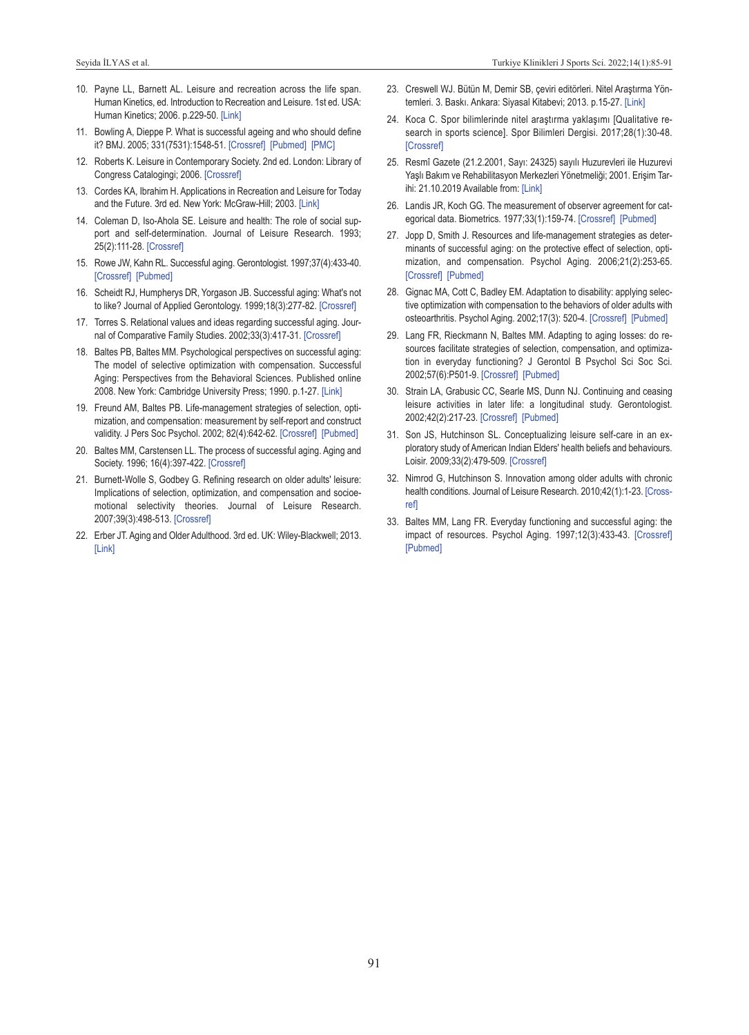10. Payne LL, Barnett AL. Leisure and recreation across the life span. Human Kinetics, ed. Introduction to Recreation and Leisure. 1st ed. USA: Human Kinetics; 2006. p.229-50. [Link]
11. Bowling A, Dieppe P. What is successful ageing and who should define it? BMJ. 2005; 331(7531):1548-51. [Crossref] [Pubmed] [PMC]
12. Roberts K. Leisure in Contemporary Society. 2nd ed. London: Library of Congress Catalogingi; 2006. [Crossref]
13. Cordes KA, Ibrahim H. Applications in Recreation and Leisure for Today and the Future. 3rd ed. New York: McGraw-Hill; 2003. [Link]
14. Coleman D, Iso-Ahola SE. Leisure and health: The role of social support and self-determination. Journal of Leisure Research. 1993; 25(2):111-28. [Crossref]
15. Rowe JW, Kahn RL. Successful aging. Gerontologist. 1997;37(4):433-40. [Crossref] [Pubmed]
16. Scheidt RJ, Humpherys DR, Yorgason JB. Successful aging: What's not to like? Journal of Applied Gerontology. 1999;18(3):277-82. [Crossref]
17. Torres S. Relational values and ideas regarding successful aging. Journal of Comparative Family Studies. 2002;33(3):417-31. [Crossref]
18. Baltes PB, Baltes MM. Psychological perspectives on successful aging: The model of selective optimization with compensation. Successful Aging: Perspectives from the Behavioral Sciences. Published online 2008. New York: Cambridge University Press; 1990. p.1-27. [Link]
19. Freund AM, Baltes PB. Life-management strategies of selection, optimization, and compensation: measurement by self-report and construct validity. J Pers Soc Psychol. 2002; 82(4):642-62. [Crossref] [Pubmed]
20. Baltes MM, Carstensen LL. The process of successful aging. Aging and Society. 1996; 16(4):397-422. [Crossref]
21. Burnett-Wolle S, Godbey G. Refining research on older adults' leisure: Implications of selection, optimization, and compensation and socioemotional selectivity theories. Journal of Leisure Research. 2007;39(3):498-513. [Crossref]
22. Erber JT. Aging and Older Adulthood. 3rd ed. UK: Wiley-Blackwell; 2013. [Link]
23. Creswell WJ. Bütün M, Demir SB, çeviri editörleri. Nitel Araştırma Yöntemleri. 3. Baskı. Ankara: Siyasal Kitabevi; 2013. p.15-27. [Link]
24. Koca C. Spor bilimlerinde nitel araştırma yaklaşımı [Qualitative research in sports science]. Spor Bilimleri Dergisi. 2017;28(1):30-48. [Crossref]
25. Resmî Gazete (21.2.2001, Sayı: 24325) sayılı Huzurevleri ile Huzurevi Yaşlı Bakım ve Rehabilitasyon Merkezleri Yönetmeliği; 2001. Erişim Tarihi: 21.10.2019 Available from: [Link]
26. Landis JR, Koch GG. The measurement of observer agreement for categorical data. Biometrics. 1977;33(1):159-74. [Crossref] [Pubmed]
27. Jopp D, Smith J. Resources and life-management strategies as determinants of successful aging: on the protective effect of selection, optimization, and compensation. Psychol Aging. 2006;21(2):253-65. [Crossref] [Pubmed]
28. Gignac MA, Cott C, Badley EM. Adaptation to disability: applying selective optimization with compensation to the behaviors of older adults with osteoarthritis. Psychol Aging. 2002;17(3): 520-4. [Crossref] [Pubmed]
29. Lang FR, Rieckmann N, Baltes MM. Adapting to aging losses: do resources facilitate strategies of selection, compensation, and optimization in everyday functioning? J Gerontol B Psychol Sci Soc Sci. 2002;57(6):P501-9. [Crossref] [Pubmed]
30. Strain LA, Grabusic CC, Searle MS, Dunn NJ. Continuing and ceasing leisure activities in later life: a longitudinal study. Gerontologist. 2002;42(2):217-23. [Crossref] [Pubmed]
31. Son JS, Hutchinson SL. Conceptualizing leisure self-care in an exploratory study of American Indian Elders' health beliefs and behaviours. Loisir. 2009;33(2):479-509. [Crossref]
32. Nimrod G, Hutchinson S. Innovation among older adults with chronic health conditions. Journal of Leisure Research. 2010;42(1):1-23. [Crossref]
33. Baltes MM, Lang FR. Everyday functioning and successful aging: the impact of resources. Psychol Aging. 1997;12(3):433-43. [Crossref] [Pubmed]